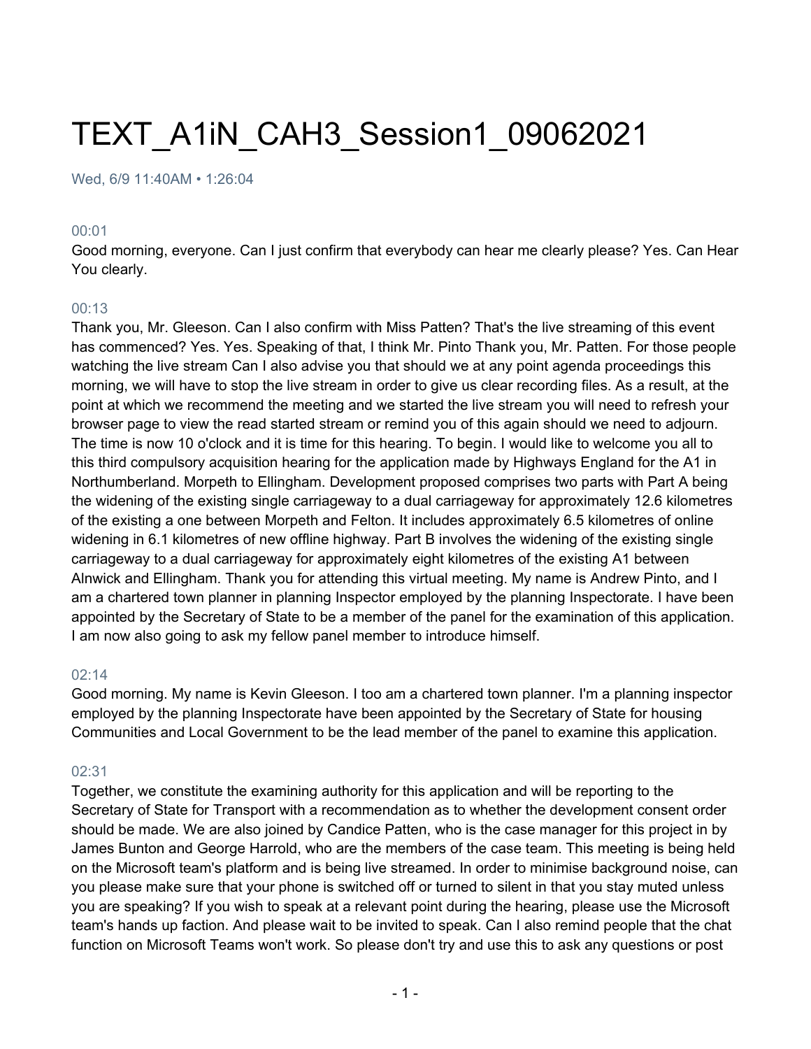# TEXT_A1iN_CAH3_Session1_09062021

Wed, 6/9 11:40AM • 1:26:04

00:01

Good morning, everyone. Can I just confirm that everybody can hear me clearly please? Yes. Can Hear You clearly.

00:13

Thank you, Mr. Gleeson. Can I also confirm with Miss Patten? That's the live streaming of this event has commenced? Yes. Yes. Speaking of that, I think Mr. Pinto Thank you, Mr. Patten. For those people watching the live stream Can I also advise you that should we at any point agenda proceedings this morning, we will have to stop the live stream in order to give us clear recording files. As a result, at the point at which we recommend the meeting and we started the live stream you will need to refresh your browser page to view the read started stream or remind you of this again should we need to adjourn. The time is now 10 o'clock and it is time for this hearing. To begin. I would like to welcome you all to this third compulsory acquisition hearing for the application made by Highways England for the A1 in Northumberland. Morpeth to Ellingham. Development proposed comprises two parts with Part A being the widening of the existing single carriageway to a dual carriageway for approximately 12.6 kilometres of the existing a one between Morpeth and Felton. It includes approximately 6.5 kilometres of online widening in 6.1 kilometres of new offline highway. Part B involves the widening of the existing single carriageway to a dual carriageway for approximately eight kilometres of the existing A1 between Alnwick and Ellingham. Thank you for attending this virtual meeting. My name is Andrew Pinto, and I am a chartered town planner in planning Inspector employed by the planning Inspectorate. I have been appointed by the Secretary of State to be a member of the panel for the examination of this application. I am now also going to ask my fellow panel member to introduce himself.

02:14

Good morning. My name is Kevin Gleeson. I too am a chartered town planner. I'm a planning inspector employed by the planning Inspectorate have been appointed by the Secretary of State for housing Communities and Local Government to be the lead member of the panel to examine this application.

02:31

Together, we constitute the examining authority for this application and will be reporting to the Secretary of State for Transport with a recommendation as to whether the development consent order should be made. We are also joined by Candice Patten, who is the case manager for this project in by James Bunton and George Harrold, who are the members of the case team. This meeting is being held on the Microsoft team's platform and is being live streamed. In order to minimise background noise, can you please make sure that your phone is switched off or turned to silent in that you stay muted unless you are speaking? If you wish to speak at a relevant point during the hearing, please use the Microsoft team's hands up faction. And please wait to be invited to speak. Can I also remind people that the chat function on Microsoft Teams won't work. So please don't try and use this to ask any questions or post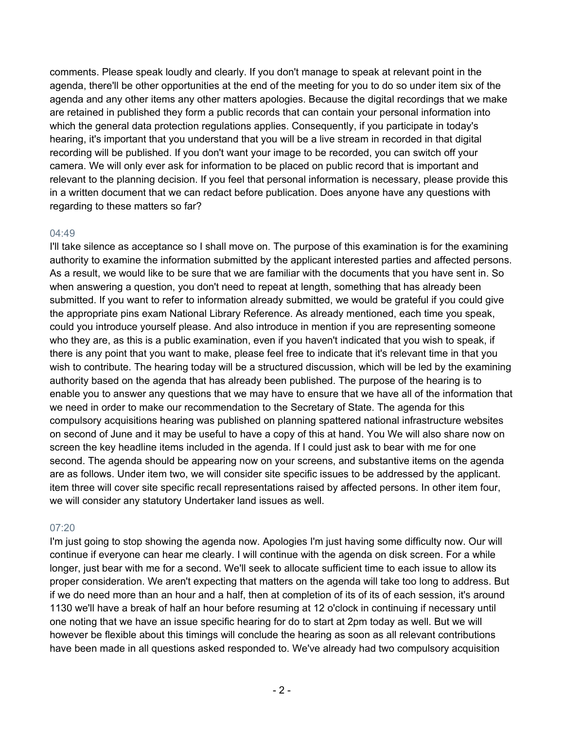comments. Please speak loudly and clearly. If you don't manage to speak at relevant point in the agenda, there'll be other opportunities at the end of the meeting for you to do so under item six of the agenda and any other items any other matters apologies. Because the digital recordings that we make are retained in published they form a public records that can contain your personal information into which the general data protection regulations applies. Consequently, if you participate in today's hearing, it's important that you understand that you will be a live stream in recorded in that digital recording will be published. If you don't want your image to be recorded, you can switch off your camera. We will only ever ask for information to be placed on public record that is important and relevant to the planning decision. If you feel that personal information is necessary, please provide this in a written document that we can redact before publication. Does anyone have any questions with regarding to these matters so far?

04:49

I'll take silence as acceptance so I shall move on. The purpose of this examination is for the examining authority to examine the information submitted by the applicant interested parties and affected persons. As a result, we would like to be sure that we are familiar with the documents that you have sent in. So when answering a question, you don't need to repeat at length, something that has already been submitted. If you want to refer to information already submitted, we would be grateful if you could give the appropriate pins exam National Library Reference. As already mentioned, each time you speak, could you introduce yourself please. And also introduce in mention if you are representing someone who they are, as this is a public examination, even if you haven't indicated that you wish to speak, if there is any point that you want to make, please feel free to indicate that it's relevant time in that you wish to contribute. The hearing today will be a structured discussion, which will be led by the examining authority based on the agenda that has already been published. The purpose of the hearing is to enable you to answer any questions that we may have to ensure that we have all of the information that we need in order to make our recommendation to the Secretary of State. The agenda for this compulsory acquisitions hearing was published on planning spattered national infrastructure websites on second of June and it may be useful to have a copy of this at hand. You We will also share now on screen the key headline items included in the agenda. If I could just ask to bear with me for one second. The agenda should be appearing now on your screens, and substantive items on the agenda are as follows. Under item two, we will consider site specific issues to be addressed by the applicant. item three will cover site specific recall representations raised by affected persons. In other item four, we will consider any statutory Undertaker land issues as well.

07:20

I'm just going to stop showing the agenda now. Apologies I'm just having some difficulty now. Our will continue if everyone can hear me clearly. I will continue with the agenda on disk screen. For a while longer, just bear with me for a second. We'll seek to allocate sufficient time to each issue to allow its proper consideration. We aren't expecting that matters on the agenda will take too long to address. But if we do need more than an hour and a half, then at completion of its of its of each session, it's around 1130 we'll have a break of half an hour before resuming at 12 o'clock in continuing if necessary until one noting that we have an issue specific hearing for do to start at 2pm today as well. But we will however be flexible about this timings will conclude the hearing as soon as all relevant contributions have been made in all questions asked responded to. We've already had two compulsory acquisition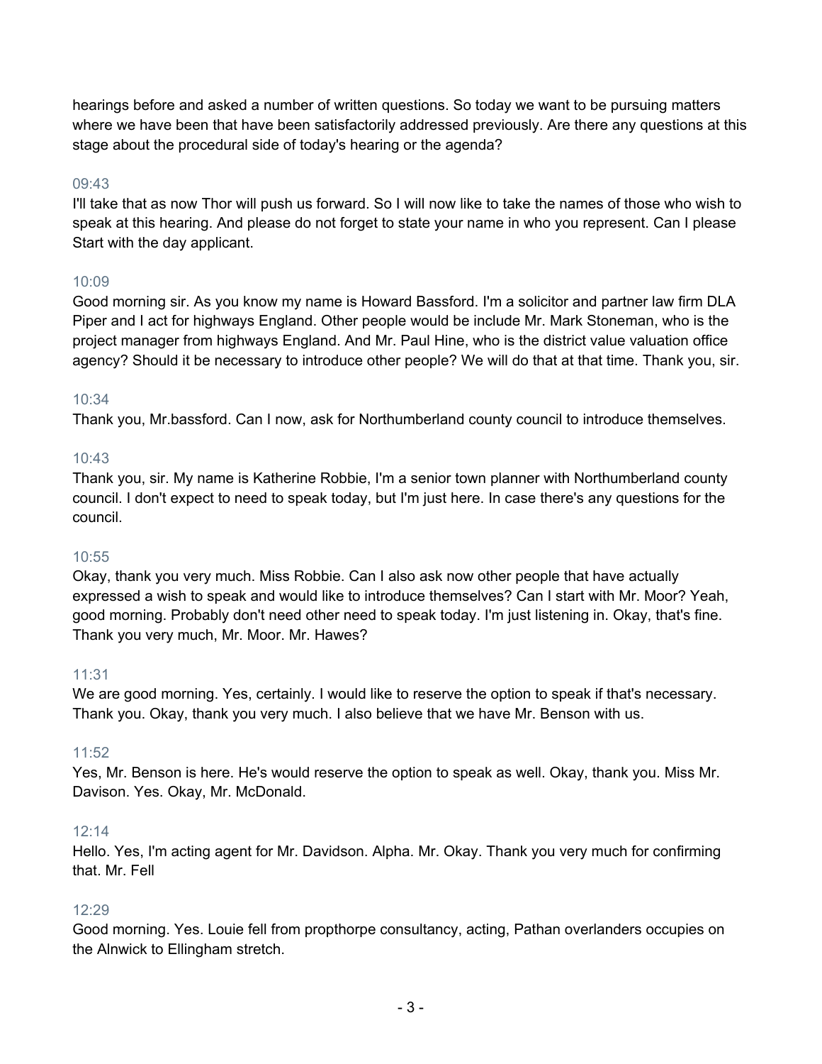hearings before and asked a number of written questions. So today we want to be pursuing matters where we have been that have been satisfactorily addressed previously. Are there any questions at this stage about the procedural side of today's hearing or the agenda?

09:43

I'll take that as now Thor will push us forward. So I will now like to take the names of those who wish to speak at this hearing. And please do not forget to state your name in who you represent. Can I please Start with the day applicant.

10:09

Good morning sir. As you know my name is Howard Bassford. I'm a solicitor and partner law firm DLA Piper and I act for highways England. Other people would be include Mr. Mark Stoneman, who is the project manager from highways England. And Mr. Paul Hine, who is the district value valuation office agency? Should it be necessary to introduce other people? We will do that at that time. Thank you, sir.

10:34

Thank you, Mr.bassford. Can I now, ask for Northumberland county council to introduce themselves.

10:43

Thank you, sir. My name is Katherine Robbie, I'm a senior town planner with Northumberland county council. I don't expect to need to speak today, but I'm just here. In case there's any questions for the council.

10:55

Okay, thank you very much. Miss Robbie. Can I also ask now other people that have actually expressed a wish to speak and would like to introduce themselves? Can I start with Mr. Moor? Yeah, good morning. Probably don't need other need to speak today. I'm just listening in. Okay, that's fine. Thank you very much, Mr. Moor. Mr. Hawes?

11:31

We are good morning. Yes, certainly. I would like to reserve the option to speak if that's necessary. Thank you. Okay, thank you very much. I also believe that we have Mr. Benson with us.

11:52

Yes, Mr. Benson is here. He's would reserve the option to speak as well. Okay, thank you. Miss Mr. Davison. Yes. Okay, Mr. McDonald.

12:14

Hello. Yes, I'm acting agent for Mr. Davidson. Alpha. Mr. Okay. Thank you very much for confirming that. Mr. Fell

12:29

Good morning. Yes. Louie fell from propthorpe consultancy, acting, Pathan overlanders occupies on the Alnwick to Ellingham stretch.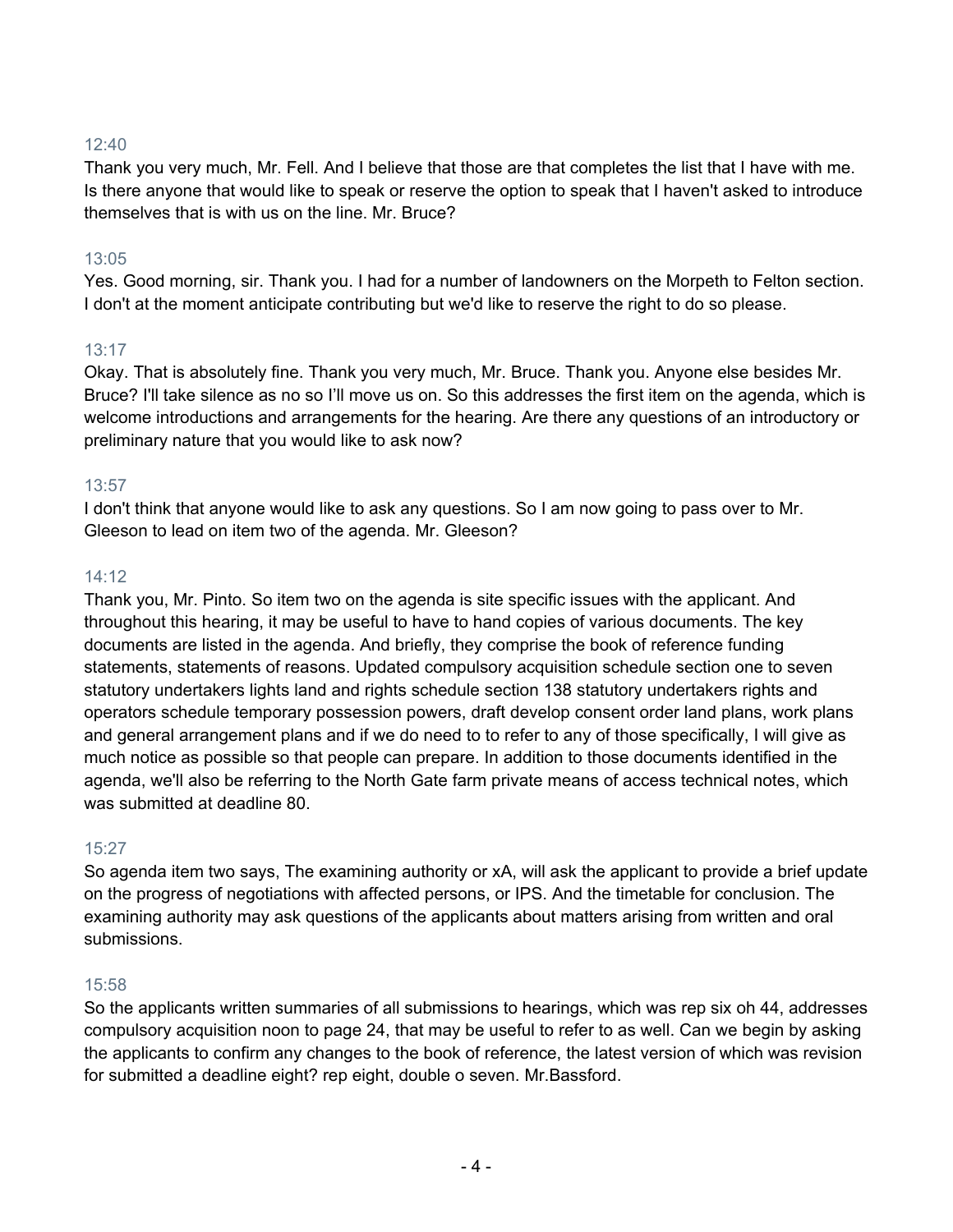12:40

Thank you very much, Mr. Fell. And I believe that those are that completes the list that I have with me. Is there anyone that would like to speak or reserve the option to speak that I haven't asked to introduce themselves that is with us on the line. Mr. Bruce?

13:05

Yes. Good morning, sir. Thank you. I had for a number of landowners on the Morpeth to Felton section. I don't at the moment anticipate contributing but we'd like to reserve the right to do so please.

13:17

Okay. That is absolutely fine. Thank you very much, Mr. Bruce. Thank you. Anyone else besides Mr. Bruce? I'll take silence as no so I'll move us on. So this addresses the first item on the agenda, which is welcome introductions and arrangements for the hearing. Are there any questions of an introductory or preliminary nature that you would like to ask now?

13:57

I don't think that anyone would like to ask any questions. So I am now going to pass over to Mr. Gleeson to lead on item two of the agenda. Mr. Gleeson?

14:12

Thank you, Mr. Pinto. So item two on the agenda is site specific issues with the applicant. And throughout this hearing, it may be useful to have to hand copies of various documents. The key documents are listed in the agenda. And briefly, they comprise the book of reference funding statements, statements of reasons. Updated compulsory acquisition schedule section one to seven statutory undertakers lights land and rights schedule section 138 statutory undertakers rights and operators schedule temporary possession powers, draft develop consent order land plans, work plans and general arrangement plans and if we do need to to refer to any of those specifically, I will give as much notice as possible so that people can prepare. In addition to those documents identified in the agenda, we'll also be referring to the North Gate farm private means of access technical notes, which was submitted at deadline 80.

15:27

So agenda item two says, The examining authority or xA, will ask the applicant to provide a brief update on the progress of negotiations with affected persons, or IPS. And the timetable for conclusion. The examining authority may ask questions of the applicants about matters arising from written and oral submissions.

15:58

So the applicants written summaries of all submissions to hearings, which was rep six oh 44, addresses compulsory acquisition noon to page 24, that may be useful to refer to as well. Can we begin by asking the applicants to confirm any changes to the book of reference, the latest version of which was revision for submitted a deadline eight? rep eight, double o seven. Mr.Bassford.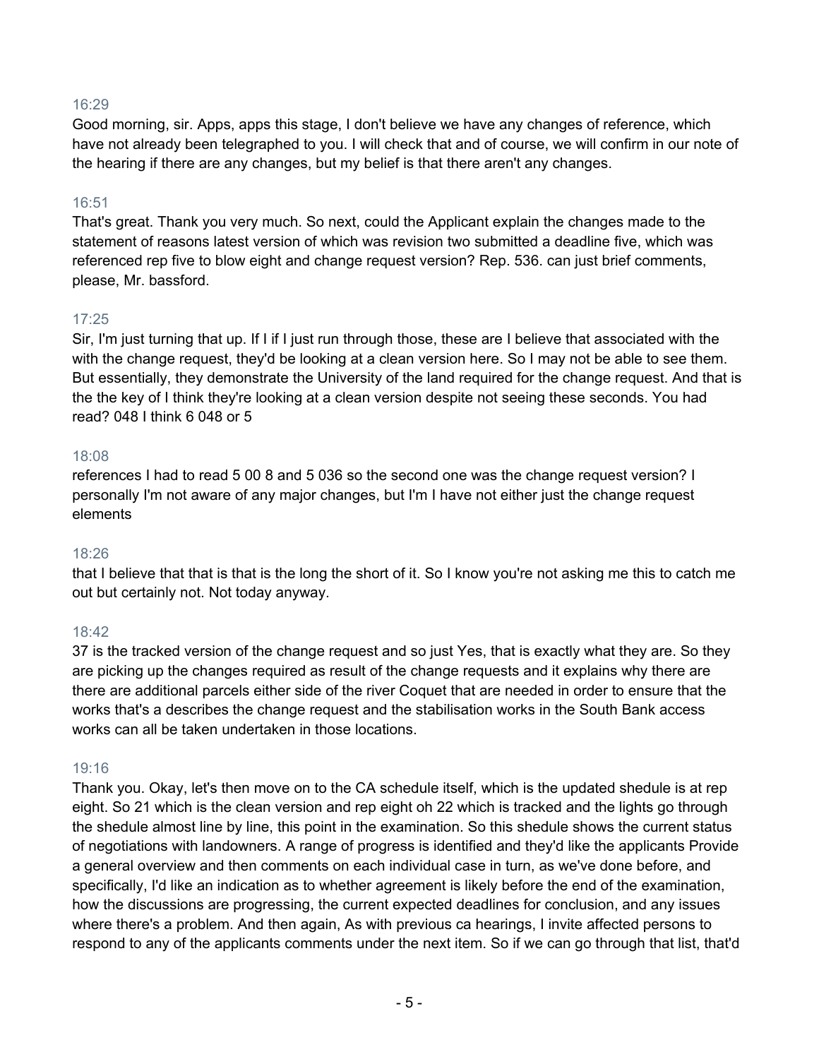16:29

Good morning, sir. Apps, apps this stage, I don't believe we have any changes of reference, which have not already been telegraphed to you. I will check that and of course, we will confirm in our note of the hearing if there are any changes, but my belief is that there aren't any changes.

16:51

That's great. Thank you very much. So next, could the Applicant explain the changes made to the statement of reasons latest version of which was revision two submitted a deadline five, which was referenced rep five to blow eight and change request version? Rep. 536. can just brief comments, please, Mr. bassford.

17:25

Sir, I'm just turning that up. If I if I just run through those, these are I believe that associated with the with the change request, they'd be looking at a clean version here. So I may not be able to see them. But essentially, they demonstrate the University of the land required for the change request. And that is the the key of I think they're looking at a clean version despite not seeing these seconds. You had read? 048 I think 6 048 or 5

18:08

references I had to read 5 00 8 and 5 036 so the second one was the change request version? I personally I'm not aware of any major changes, but I'm I have not either just the change request elements

18:26

that I believe that that is that is the long the short of it. So I know you're not asking me this to catch me out but certainly not. Not today anyway.

18:42

37 is the tracked version of the change request and so just Yes, that is exactly what they are. So they are picking up the changes required as result of the change requests and it explains why there are there are additional parcels either side of the river Coquet that are needed in order to ensure that the works that's a describes the change request and the stabilisation works in the South Bank access works can all be taken undertaken in those locations.

19:16

Thank you. Okay, let's then move on to the CA schedule itself, which is the updated shedule is at rep eight. So 21 which is the clean version and rep eight oh 22 which is tracked and the lights go through the shedule almost line by line, this point in the examination. So this shedule shows the current status of negotiations with landowners. A range of progress is identified and they'd like the applicants Provide a general overview and then comments on each individual case in turn, as we've done before, and specifically, I'd like an indication as to whether agreement is likely before the end of the examination, how the discussions are progressing, the current expected deadlines for conclusion, and any issues where there's a problem. And then again, As with previous ca hearings, I invite affected persons to respond to any of the applicants comments under the next item. So if we can go through that list, that'd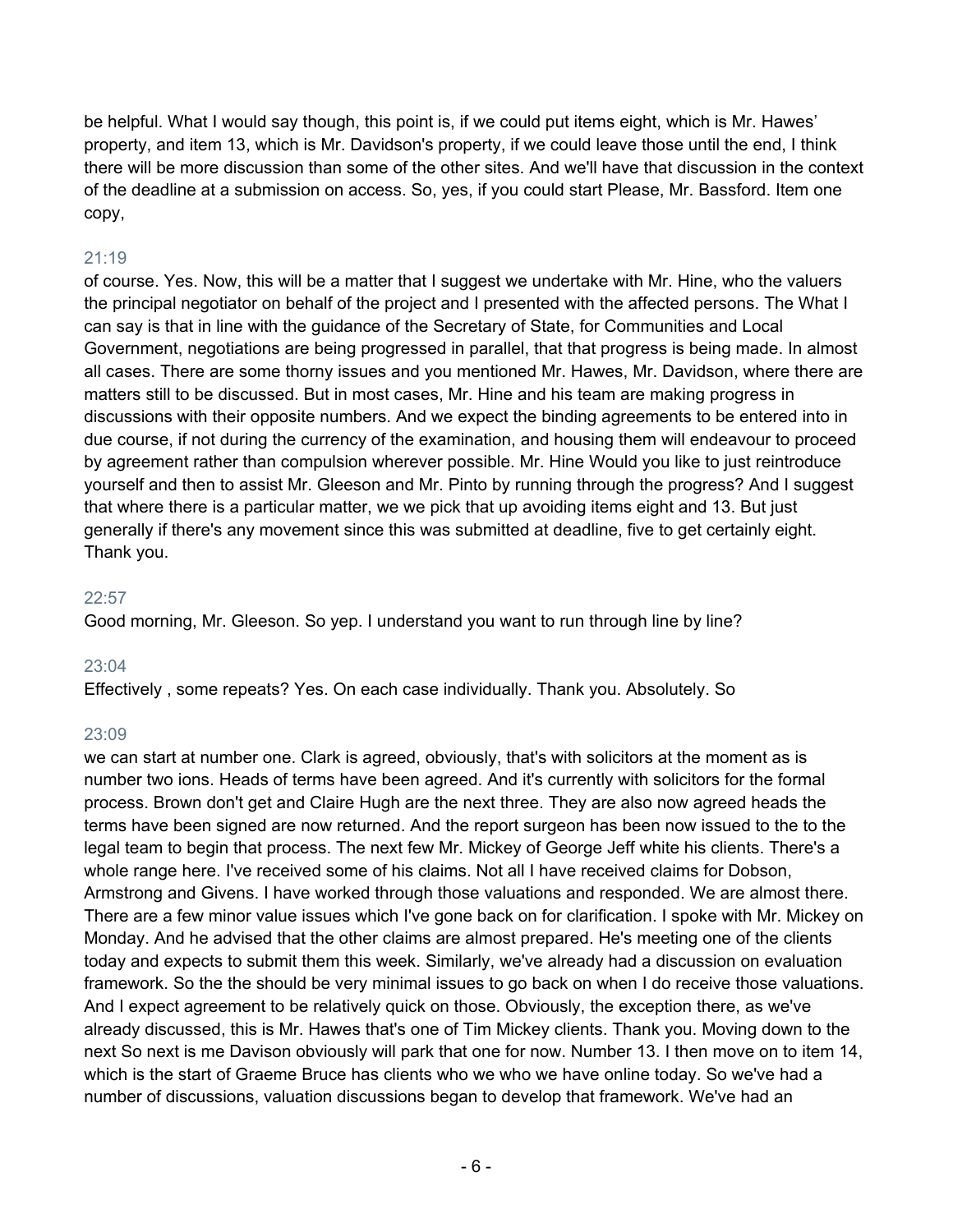be helpful. What I would say though, this point is, if we could put items eight, which is Mr. Hawes' property, and item 13, which is Mr. Davidson's property, if we could leave those until the end, I think there will be more discussion than some of the other sites. And we'll have that discussion in the context of the deadline at a submission on access. So, yes, if you could start Please, Mr. Bassford. Item one copy,

21:19

of course. Yes. Now, this will be a matter that I suggest we undertake with Mr. Hine, who the valuers the principal negotiator on behalf of the project and I presented with the affected persons. The What I can say is that in line with the guidance of the Secretary of State, for Communities and Local Government, negotiations are being progressed in parallel, that that progress is being made. In almost all cases. There are some thorny issues and you mentioned Mr. Hawes, Mr. Davidson, where there are matters still to be discussed. But in most cases, Mr. Hine and his team are making progress in discussions with their opposite numbers. And we expect the binding agreements to be entered into in due course, if not during the currency of the examination, and housing them will endeavour to proceed by agreement rather than compulsion wherever possible. Mr. Hine Would you like to just reintroduce yourself and then to assist Mr. Gleeson and Mr. Pinto by running through the progress? And I suggest that where there is a particular matter, we we pick that up avoiding items eight and 13. But just generally if there's any movement since this was submitted at deadline, five to get certainly eight. Thank you.

22:57

Good morning, Mr. Gleeson. So yep. I understand you want to run through line by line?

23:04

Effectively , some repeats? Yes. On each case individually. Thank you. Absolutely. So

23:09

we can start at number one. Clark is agreed, obviously, that's with solicitors at the moment as is number two ions. Heads of terms have been agreed. And it's currently with solicitors for the formal process. Brown don't get and Claire Hugh are the next three. They are also now agreed heads the terms have been signed are now returned. And the report surgeon has been now issued to the to the legal team to begin that process. The next few Mr. Mickey of George Jeff white his clients. There's a whole range here. I've received some of his claims. Not all I have received claims for Dobson, Armstrong and Givens. I have worked through those valuations and responded. We are almost there. There are a few minor value issues which I've gone back on for clarification. I spoke with Mr. Mickey on Monday. And he advised that the other claims are almost prepared. He's meeting one of the clients today and expects to submit them this week. Similarly, we've already had a discussion on evaluation framework. So the the should be very minimal issues to go back on when I do receive those valuations. And I expect agreement to be relatively quick on those. Obviously, the exception there, as we've already discussed, this is Mr. Hawes that's one of Tim Mickey clients. Thank you. Moving down to the next So next is me Davison obviously will park that one for now. Number 13. I then move on to item 14, which is the start of Graeme Bruce has clients who we who we have online today. So we've had a number of discussions, valuation discussions began to develop that framework. We've had an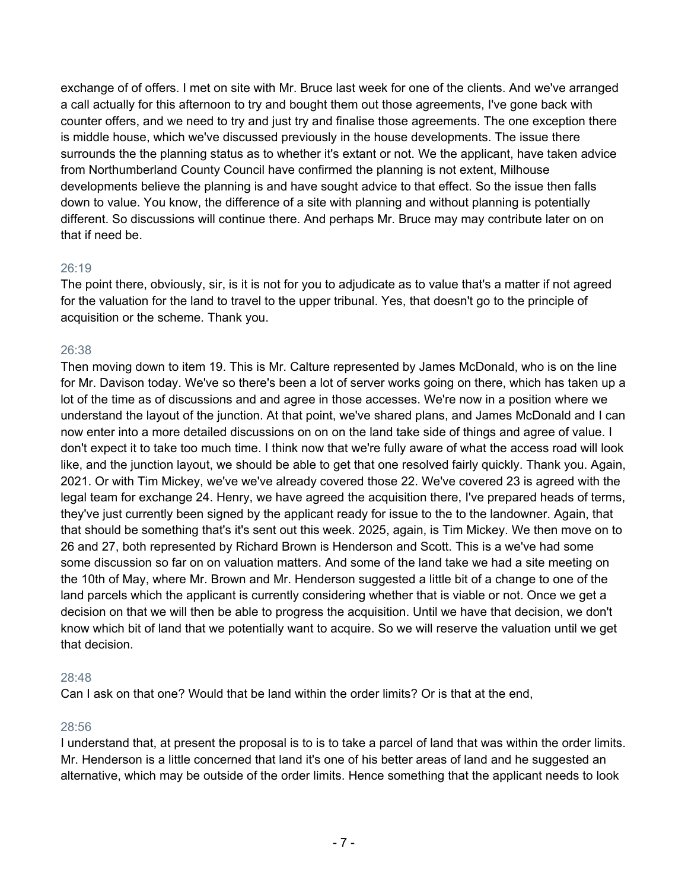exchange of of offers. I met on site with Mr. Bruce last week for one of the clients. And we've arranged a call actually for this afternoon to try and bought them out those agreements, I've gone back with counter offers, and we need to try and just try and finalise those agreements. The one exception there is middle house, which we've discussed previously in the house developments. The issue there surrounds the the planning status as to whether it's extant or not. We the applicant, have taken advice from Northumberland County Council have confirmed the planning is not extent, Milhouse developments believe the planning is and have sought advice to that effect. So the issue then falls down to value. You know, the difference of a site with planning and without planning is potentially different. So discussions will continue there. And perhaps Mr. Bruce may may contribute later on on that if need be.

26:19

The point there, obviously, sir, is it is not for you to adjudicate as to value that's a matter if not agreed for the valuation for the land to travel to the upper tribunal. Yes, that doesn't go to the principle of acquisition or the scheme. Thank you.

26:38

Then moving down to item 19. This is Mr. Calture represented by James McDonald, who is on the line for Mr. Davison today. We've so there's been a lot of server works going on there, which has taken up a lot of the time as of discussions and and agree in those accesses. We're now in a position where we understand the layout of the junction. At that point, we've shared plans, and James McDonald and I can now enter into a more detailed discussions on on on the land take side of things and agree of value. I don't expect it to take too much time. I think now that we're fully aware of what the access road will look like, and the junction layout, we should be able to get that one resolved fairly quickly. Thank you. Again, 2021. Or with Tim Mickey, we've we've already covered those 22. We've covered 23 is agreed with the legal team for exchange 24. Henry, we have agreed the acquisition there, I've prepared heads of terms, they've just currently been signed by the applicant ready for issue to the to the landowner. Again, that that should be something that's it's sent out this week. 2025, again, is Tim Mickey. We then move on to 26 and 27, both represented by Richard Brown is Henderson and Scott. This is a we've had some some discussion so far on on valuation matters. And some of the land take we had a site meeting on the 10th of May, where Mr. Brown and Mr. Henderson suggested a little bit of a change to one of the land parcels which the applicant is currently considering whether that is viable or not. Once we get a decision on that we will then be able to progress the acquisition. Until we have that decision, we don't know which bit of land that we potentially want to acquire. So we will reserve the valuation until we get that decision.

28:48

Can I ask on that one? Would that be land within the order limits? Or is that at the end,

28:56

I understand that, at present the proposal is to is to take a parcel of land that was within the order limits. Mr. Henderson is a little concerned that land it's one of his better areas of land and he suggested an alternative, which may be outside of the order limits. Hence something that the applicant needs to look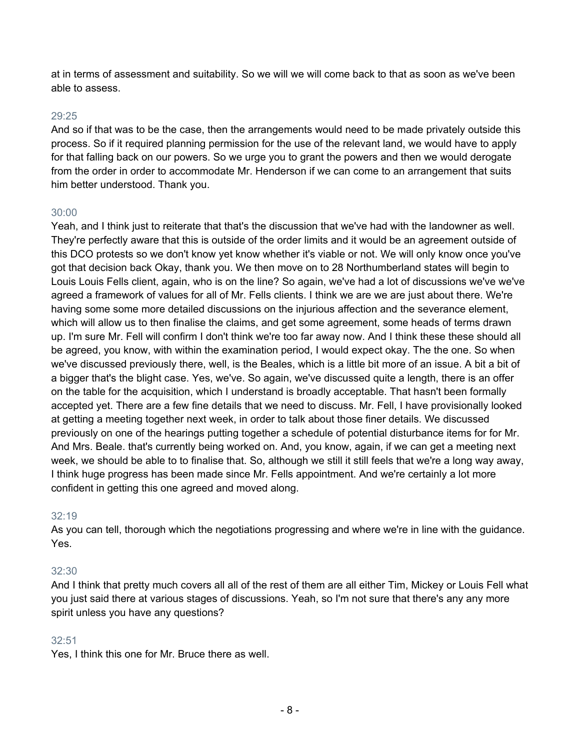at in terms of assessment and suitability. So we will we will come back to that as soon as we've been able to assess.

29:25

And so if that was to be the case, then the arrangements would need to be made privately outside this process. So if it required planning permission for the use of the relevant land, we would have to apply for that falling back on our powers. So we urge you to grant the powers and then we would derogate from the order in order to accommodate Mr. Henderson if we can come to an arrangement that suits him better understood. Thank you.

30:00

Yeah, and I think just to reiterate that that's the discussion that we've had with the landowner as well. They're perfectly aware that this is outside of the order limits and it would be an agreement outside of this DCO protests so we don't know yet know whether it's viable or not. We will only know once you've got that decision back Okay, thank you. We then move on to 28 Northumberland states will begin to Louis Louis Fells client, again, who is on the line? So again, we've had a lot of discussions we've we've agreed a framework of values for all of Mr. Fells clients. I think we are we are just about there. We're having some some more detailed discussions on the injurious affection and the severance element, which will allow us to then finalise the claims, and get some agreement, some heads of terms drawn up. I'm sure Mr. Fell will confirm I don't think we're too far away now. And I think these these should all be agreed, you know, with within the examination period, I would expect okay. The the one. So when we've discussed previously there, well, is the Beales, which is a little bit more of an issue. A bit a bit of a bigger that's the blight case. Yes, we've. So again, we've discussed quite a length, there is an offer on the table for the acquisition, which I understand is broadly acceptable. That hasn't been formally accepted yet. There are a few fine details that we need to discuss. Mr. Fell, I have provisionally looked at getting a meeting together next week, in order to talk about those finer details. We discussed previously on one of the hearings putting together a schedule of potential disturbance items for for Mr. And Mrs. Beale. that's currently being worked on. And, you know, again, if we can get a meeting next week, we should be able to to finalise that. So, although we still it still feels that we're a long way away, I think huge progress has been made since Mr. Fells appointment. And we're certainly a lot more confident in getting this one agreed and moved along.

32:19

As you can tell, thorough which the negotiations progressing and where we're in line with the guidance. Yes.

32:30

And I think that pretty much covers all all of the rest of them are all either Tim, Mickey or Louis Fell what you just said there at various stages of discussions. Yeah, so I'm not sure that there's any any more spirit unless you have any questions?

32:51

Yes, I think this one for Mr. Bruce there as well.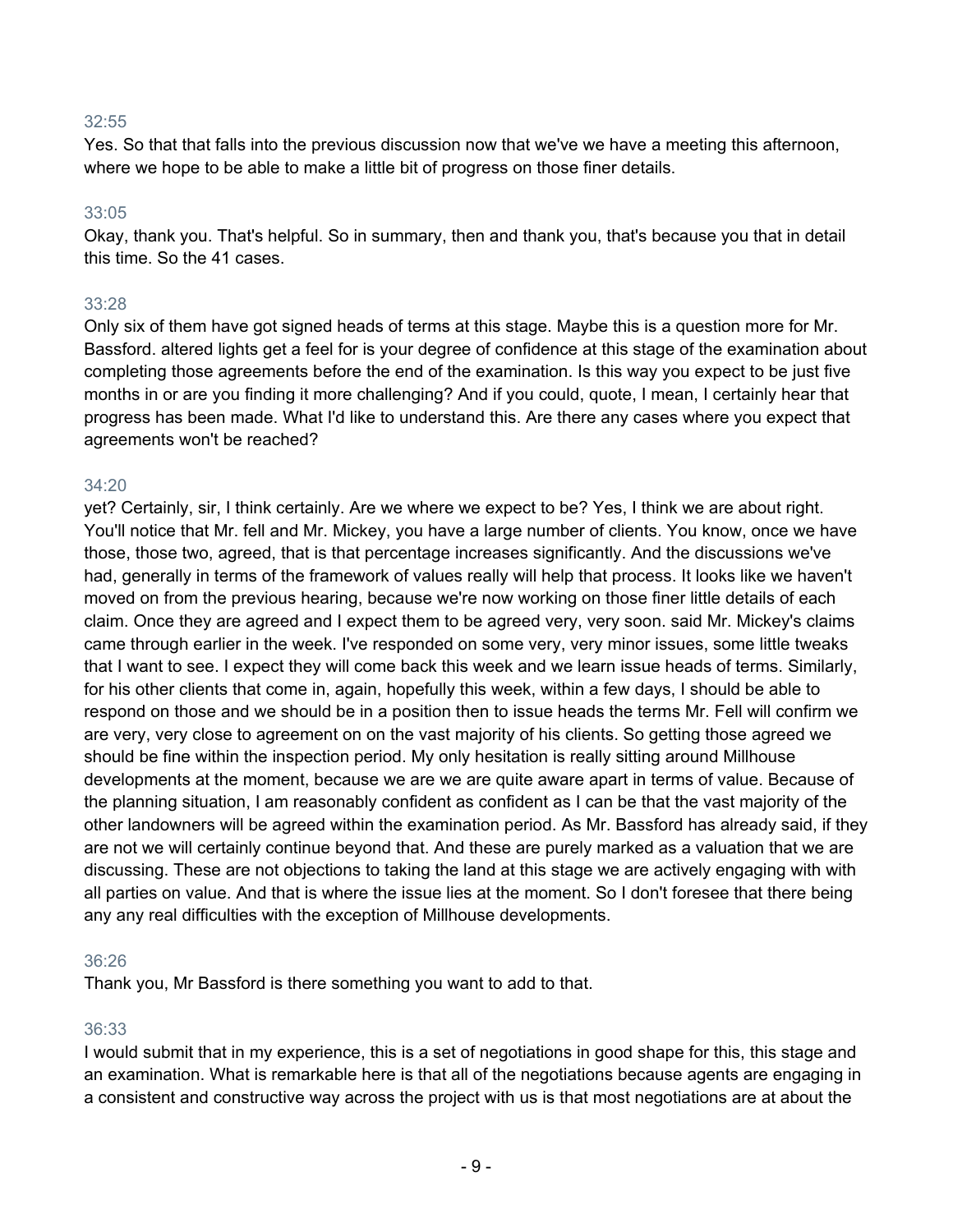32:55

Yes. So that that falls into the previous discussion now that we've we have a meeting this afternoon, where we hope to be able to make a little bit of progress on those finer details.

33:05

Okay, thank you. That's helpful. So in summary, then and thank you, that's because you that in detail this time. So the 41 cases.

33:28

Only six of them have got signed heads of terms at this stage. Maybe this is a question more for Mr. Bassford. altered lights get a feel for is your degree of confidence at this stage of the examination about completing those agreements before the end of the examination. Is this way you expect to be just five months in or are you finding it more challenging? And if you could, quote, I mean, I certainly hear that progress has been made. What I'd like to understand this. Are there any cases where you expect that agreements won't be reached?

34:20

yet? Certainly, sir, I think certainly. Are we where we expect to be? Yes, I think we are about right. You'll notice that Mr. fell and Mr. Mickey, you have a large number of clients. You know, once we have those, those two, agreed, that is that percentage increases significantly. And the discussions we've had, generally in terms of the framework of values really will help that process. It looks like we haven't moved on from the previous hearing, because we're now working on those finer little details of each claim. Once they are agreed and I expect them to be agreed very, very soon. said Mr. Mickey's claims came through earlier in the week. I've responded on some very, very minor issues, some little tweaks that I want to see. I expect they will come back this week and we learn issue heads of terms. Similarly, for his other clients that come in, again, hopefully this week, within a few days, I should be able to respond on those and we should be in a position then to issue heads the terms Mr. Fell will confirm we are very, very close to agreement on on the vast majority of his clients. So getting those agreed we should be fine within the inspection period. My only hesitation is really sitting around Millhouse developments at the moment, because we are we are quite aware apart in terms of value. Because of the planning situation, I am reasonably confident as confident as I can be that the vast majority of the other landowners will be agreed within the examination period. As Mr. Bassford has already said, if they are not we will certainly continue beyond that. And these are purely marked as a valuation that we are discussing. These are not objections to taking the land at this stage we are actively engaging with with all parties on value. And that is where the issue lies at the moment. So I don't foresee that there being any any real difficulties with the exception of Millhouse developments.

36:26

Thank you, Mr Bassford is there something you want to add to that.

36:33

I would submit that in my experience, this is a set of negotiations in good shape for this, this stage and an examination. What is remarkable here is that all of the negotiations because agents are engaging in a consistent and constructive way across the project with us is that most negotiations are at about the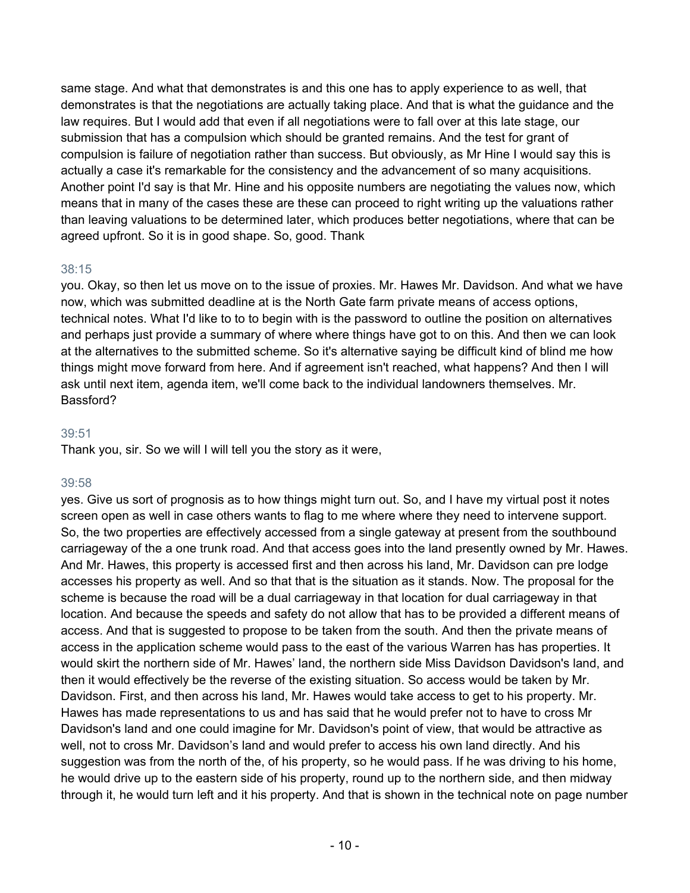same stage. And what that demonstrates is and this one has to apply experience to as well, that demonstrates is that the negotiations are actually taking place. And that is what the guidance and the law requires. But I would add that even if all negotiations were to fall over at this late stage, our submission that has a compulsion which should be granted remains. And the test for grant of compulsion is failure of negotiation rather than success. But obviously, as Mr Hine I would say this is actually a case it's remarkable for the consistency and the advancement of so many acquisitions. Another point I'd say is that Mr. Hine and his opposite numbers are negotiating the values now, which means that in many of the cases these are these can proceed to right writing up the valuations rather than leaving valuations to be determined later, which produces better negotiations, where that can be agreed upfront. So it is in good shape. So, good. Thank

38:15

you. Okay, so then let us move on to the issue of proxies. Mr. Hawes Mr. Davidson. And what we have now, which was submitted deadline at is the North Gate farm private means of access options, technical notes. What I'd like to to to begin with is the password to outline the position on alternatives and perhaps just provide a summary of where where things have got to on this. And then we can look at the alternatives to the submitted scheme. So it's alternative saying be difficult kind of blind me how things might move forward from here. And if agreement isn't reached, what happens? And then I will ask until next item, agenda item, we'll come back to the individual landowners themselves. Mr. Bassford?

39:51

Thank you, sir. So we will I will tell you the story as it were,

39:58

yes. Give us sort of prognosis as to how things might turn out. So, and I have my virtual post it notes screen open as well in case others wants to flag to me where where they need to intervene support. So, the two properties are effectively accessed from a single gateway at present from the southbound carriageway of the a one trunk road. And that access goes into the land presently owned by Mr. Hawes. And Mr. Hawes, this property is accessed first and then across his land, Mr. Davidson can pre lodge accesses his property as well. And so that that is the situation as it stands. Now. The proposal for the scheme is because the road will be a dual carriageway in that location for dual carriageway in that location. And because the speeds and safety do not allow that has to be provided a different means of access. And that is suggested to propose to be taken from the south. And then the private means of access in the application scheme would pass to the east of the various Warren has has properties. It would skirt the northern side of Mr. Hawes' land, the northern side Miss Davidson Davidson's land, and then it would effectively be the reverse of the existing situation. So access would be taken by Mr. Davidson. First, and then across his land, Mr. Hawes would take access to get to his property. Mr. Hawes has made representations to us and has said that he would prefer not to have to cross Mr Davidson's land and one could imagine for Mr. Davidson's point of view, that would be attractive as well, not to cross Mr. Davidson's land and would prefer to access his own land directly. And his suggestion was from the north of the, of his property, so he would pass. If he was driving to his home, he would drive up to the eastern side of his property, round up to the northern side, and then midway through it, he would turn left and it his property. And that is shown in the technical note on page number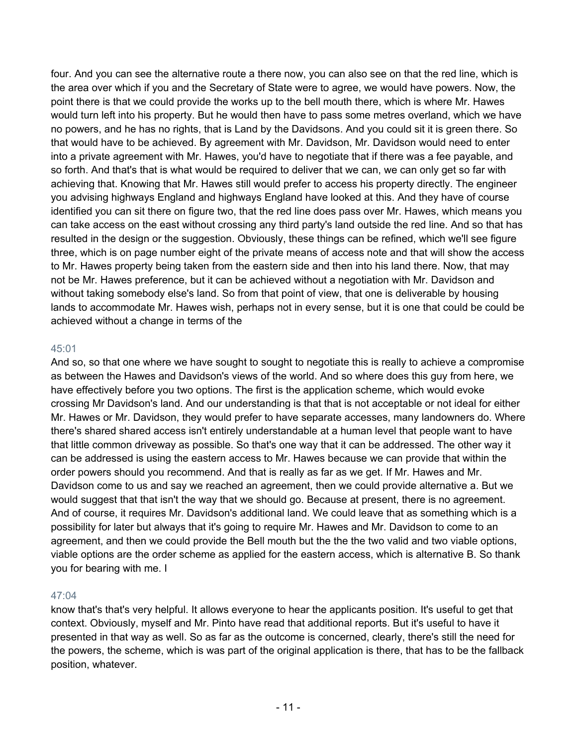four. And you can see the alternative route a there now, you can also see on that the red line, which is the area over which if you and the Secretary of State were to agree, we would have powers. Now, the point there is that we could provide the works up to the bell mouth there, which is where Mr. Hawes would turn left into his property. But he would then have to pass some metres overland, which we have no powers, and he has no rights, that is Land by the Davidsons. And you could sit it is green there. So that would have to be achieved. By agreement with Mr. Davidson, Mr. Davidson would need to enter into a private agreement with Mr. Hawes, you'd have to negotiate that if there was a fee payable, and so forth. And that's that is what would be required to deliver that we can, we can only get so far with achieving that. Knowing that Mr. Hawes still would prefer to access his property directly. The engineer you advising highways England and highways England have looked at this. And they have of course identified you can sit there on figure two, that the red line does pass over Mr. Hawes, which means you can take access on the east without crossing any third party's land outside the red line. And so that has resulted in the design or the suggestion. Obviously, these things can be refined, which we'll see figure three, which is on page number eight of the private means of access note and that will show the access to Mr. Hawes property being taken from the eastern side and then into his land there. Now, that may not be Mr. Hawes preference, but it can be achieved without a negotiation with Mr. Davidson and without taking somebody else's land. So from that point of view, that one is deliverable by housing lands to accommodate Mr. Hawes wish, perhaps not in every sense, but it is one that could be could be achieved without a change in terms of the

45:01

And so, so that one where we have sought to sought to negotiate this is really to achieve a compromise as between the Hawes and Davidson's views of the world. And so where does this guy from here, we have effectively before you two options. The first is the application scheme, which would evoke crossing Mr Davidson's land. And our understanding is that that is not acceptable or not ideal for either Mr. Hawes or Mr. Davidson, they would prefer to have separate accesses, many landowners do. Where there's shared shared access isn't entirely understandable at a human level that people want to have that little common driveway as possible. So that's one way that it can be addressed. The other way it can be addressed is using the eastern access to Mr. Hawes because we can provide that within the order powers should you recommend. And that is really as far as we get. If Mr. Hawes and Mr. Davidson come to us and say we reached an agreement, then we could provide alternative a. But we would suggest that that isn't the way that we should go. Because at present, there is no agreement. And of course, it requires Mr. Davidson's additional land. We could leave that as something which is a possibility for later but always that it's going to require Mr. Hawes and Mr. Davidson to come to an agreement, and then we could provide the Bell mouth but the the the two valid and two viable options, viable options are the order scheme as applied for the eastern access, which is alternative B. So thank you for bearing with me. I

47:04

know that's that's very helpful. It allows everyone to hear the applicants position. It's useful to get that context. Obviously, myself and Mr. Pinto have read that additional reports. But it's useful to have it presented in that way as well. So as far as the outcome is concerned, clearly, there's still the need for the powers, the scheme, which is was part of the original application is there, that has to be the fallback position, whatever.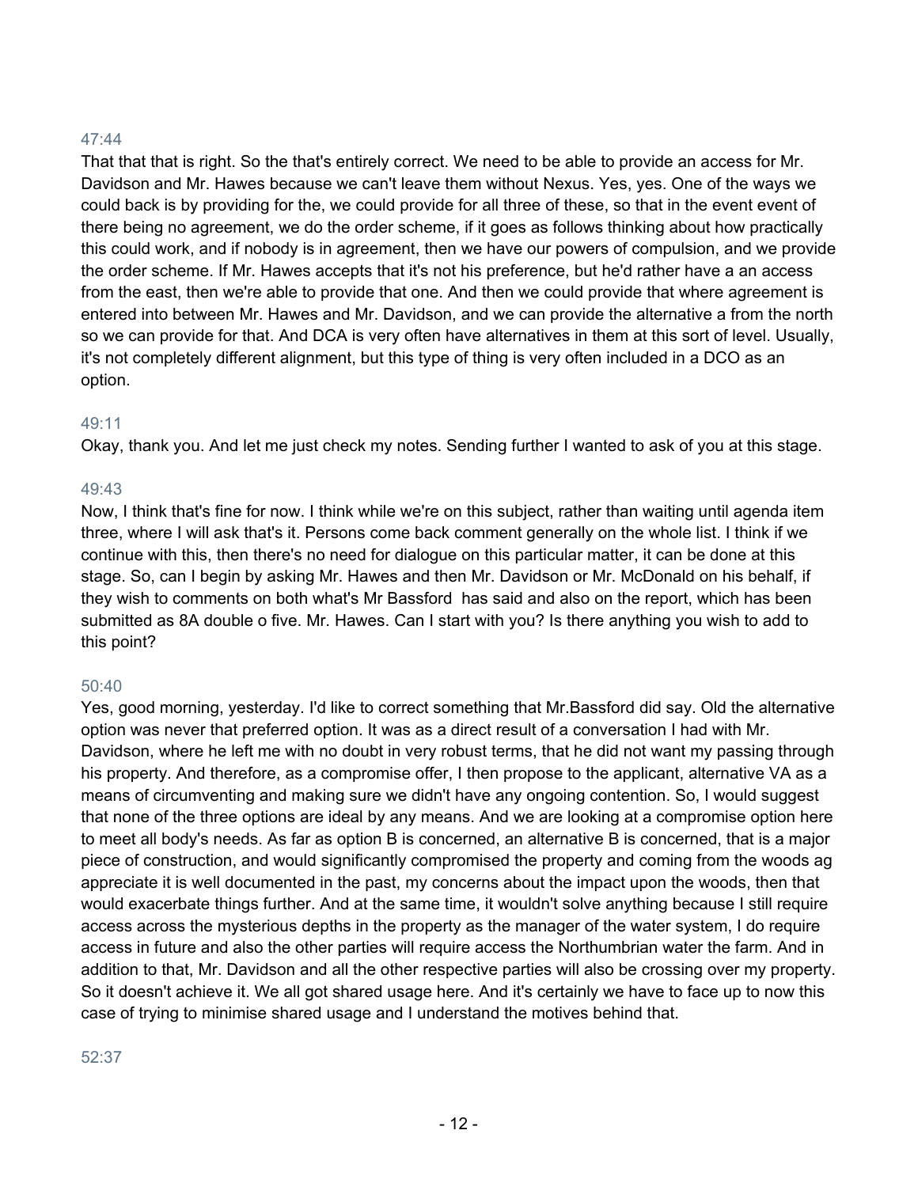47:44

That that that is right. So the that's entirely correct. We need to be able to provide an access for Mr. Davidson and Mr. Hawes because we can't leave them without Nexus. Yes, yes. One of the ways we could back is by providing for the, we could provide for all three of these, so that in the event event of there being no agreement, we do the order scheme, if it goes as follows thinking about how practically this could work, and if nobody is in agreement, then we have our powers of compulsion, and we provide the order scheme. If Mr. Hawes accepts that it's not his preference, but he'd rather have a an access from the east, then we're able to provide that one. And then we could provide that where agreement is entered into between Mr. Hawes and Mr. Davidson, and we can provide the alternative a from the north so we can provide for that. And DCA is very often have alternatives in them at this sort of level. Usually, it's not completely different alignment, but this type of thing is very often included in a DCO as an option.

49:11

Okay, thank you. And let me just check my notes. Sending further I wanted to ask of you at this stage.

49:43

Now, I think that's fine for now. I think while we're on this subject, rather than waiting until agenda item three, where I will ask that's it. Persons come back comment generally on the whole list. I think if we continue with this, then there's no need for dialogue on this particular matter, it can be done at this stage. So, can I begin by asking Mr. Hawes and then Mr. Davidson or Mr. McDonald on his behalf, if they wish to comments on both what's Mr Bassford has said and also on the report, which has been submitted as 8A double o five. Mr. Hawes. Can I start with you? Is there anything you wish to add to this point?

50:40

Yes, good morning, yesterday. I'd like to correct something that Mr.Bassford did say. Old the alternative option was never that preferred option. It was as a direct result of a conversation I had with Mr. Davidson, where he left me with no doubt in very robust terms, that he did not want my passing through his property. And therefore, as a compromise offer, I then propose to the applicant, alternative VA as a means of circumventing and making sure we didn't have any ongoing contention. So, I would suggest that none of the three options are ideal by any means. And we are looking at a compromise option here to meet all body's needs. As far as option B is concerned, an alternative B is concerned, that is a major piece of construction, and would significantly compromised the property and coming from the woods ag appreciate it is well documented in the past, my concerns about the impact upon the woods, then that would exacerbate things further. And at the same time, it wouldn't solve anything because I still require access across the mysterious depths in the property as the manager of the water system, I do require access in future and also the other parties will require access the Northumbrian water the farm. And in addition to that, Mr. Davidson and all the other respective parties will also be crossing over my property. So it doesn't achieve it. We all got shared usage here. And it's certainly we have to face up to now this case of trying to minimise shared usage and I understand the motives behind that.

52:37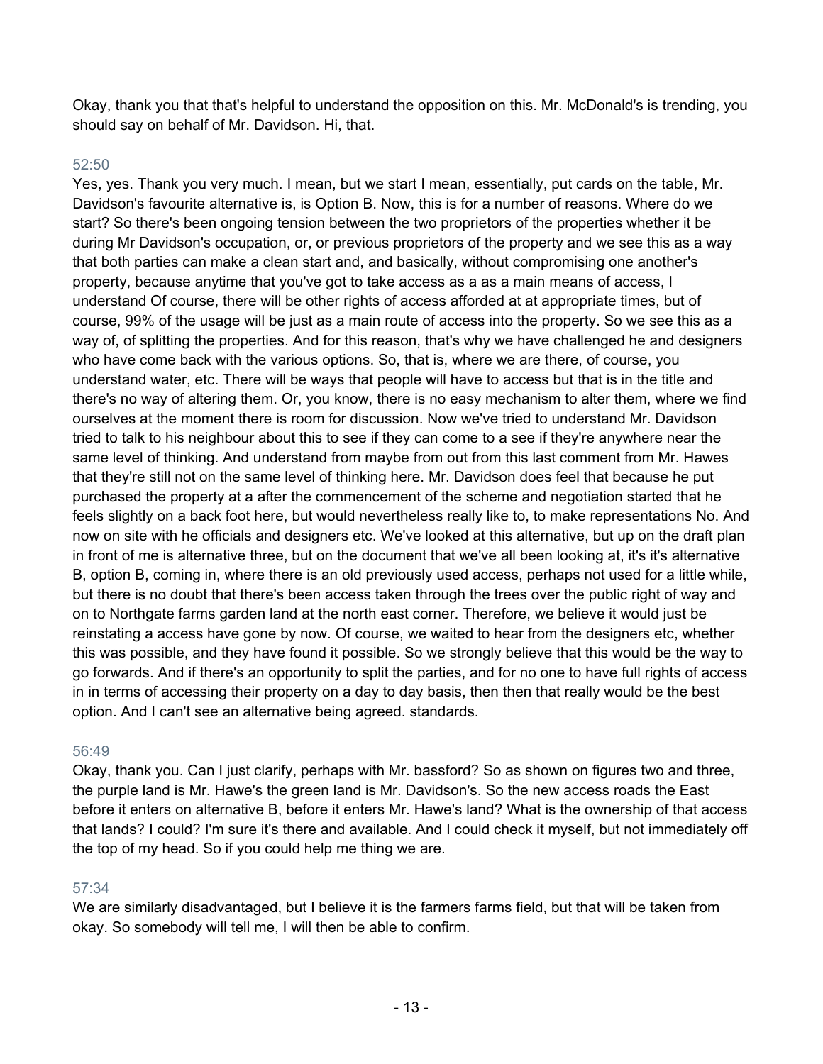Okay, thank you that that's helpful to understand the opposition on this. Mr. McDonald's is trending, you should say on behalf of Mr. Davidson. Hi, that.

52:50

Yes, yes. Thank you very much. I mean, but we start I mean, essentially, put cards on the table, Mr. Davidson's favourite alternative is, is Option B. Now, this is for a number of reasons. Where do we start? So there's been ongoing tension between the two proprietors of the properties whether it be during Mr Davidson's occupation, or, or previous proprietors of the property and we see this as a way that both parties can make a clean start and, and basically, without compromising one another's property, because anytime that you've got to take access as a as a main means of access, I understand Of course, there will be other rights of access afforded at at appropriate times, but of course, 99% of the usage will be just as a main route of access into the property. So we see this as a way of, of splitting the properties. And for this reason, that's why we have challenged he and designers who have come back with the various options. So, that is, where we are there, of course, you understand water, etc. There will be ways that people will have to access but that is in the title and there's no way of altering them. Or, you know, there is no easy mechanism to alter them, where we find ourselves at the moment there is room for discussion. Now we've tried to understand Mr. Davidson tried to talk to his neighbour about this to see if they can come to a see if they're anywhere near the same level of thinking. And understand from maybe from out from this last comment from Mr. Hawes that they're still not on the same level of thinking here. Mr. Davidson does feel that because he put purchased the property at a after the commencement of the scheme and negotiation started that he feels slightly on a back foot here, but would nevertheless really like to, to make representations No. And now on site with he officials and designers etc. We've looked at this alternative, but up on the draft plan in front of me is alternative three, but on the document that we've all been looking at, it's it's alternative B, option B, coming in, where there is an old previously used access, perhaps not used for a little while, but there is no doubt that there's been access taken through the trees over the public right of way and on to Northgate farms garden land at the north east corner. Therefore, we believe it would just be reinstating a access have gone by now. Of course, we waited to hear from the designers etc, whether this was possible, and they have found it possible. So we strongly believe that this would be the way to go forwards. And if there's an opportunity to split the parties, and for no one to have full rights of access in in terms of accessing their property on a day to day basis, then then that really would be the best option. And I can't see an alternative being agreed. standards.

56:49

Okay, thank you. Can I just clarify, perhaps with Mr. bassford? So as shown on figures two and three, the purple land is Mr. Hawe's the green land is Mr. Davidson's. So the new access roads the East before it enters on alternative B, before it enters Mr. Hawe's land? What is the ownership of that access that lands? I could? I'm sure it's there and available. And I could check it myself, but not immediately off the top of my head. So if you could help me thing we are.

57:34

We are similarly disadvantaged, but I believe it is the farmers farms field, but that will be taken from okay. So somebody will tell me, I will then be able to confirm.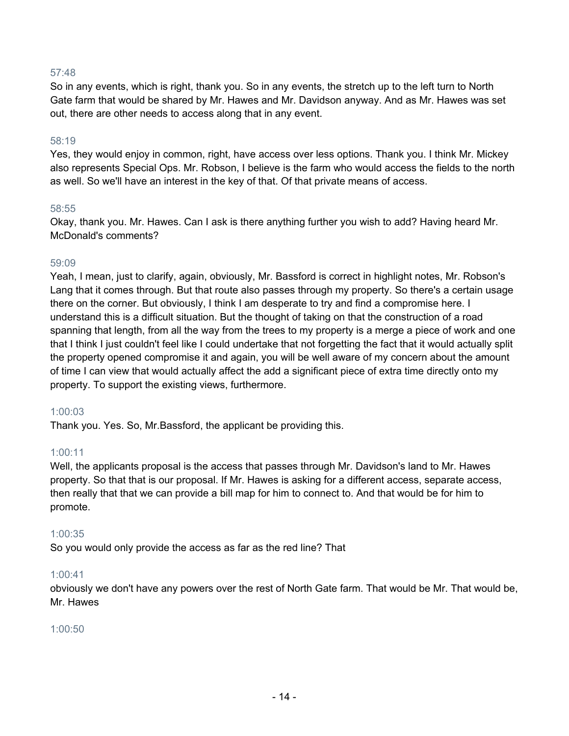57:48

So in any events, which is right, thank you. So in any events, the stretch up to the left turn to North Gate farm that would be shared by Mr. Hawes and Mr. Davidson anyway. And as Mr. Hawes was set out, there are other needs to access along that in any event.

58:19

Yes, they would enjoy in common, right, have access over less options. Thank you. I think Mr. Mickey also represents Special Ops. Mr. Robson, I believe is the farm who would access the fields to the north as well. So we'll have an interest in the key of that. Of that private means of access.

58:55

Okay, thank you. Mr. Hawes. Can I ask is there anything further you wish to add? Having heard Mr. McDonald's comments?

59:09

Yeah, I mean, just to clarify, again, obviously, Mr. Bassford is correct in highlight notes, Mr. Robson's Lang that it comes through. But that route also passes through my property. So there's a certain usage there on the corner. But obviously, I think I am desperate to try and find a compromise here. I understand this is a difficult situation. But the thought of taking on that the construction of a road spanning that length, from all the way from the trees to my property is a merge a piece of work and one that I think I just couldn't feel like I could undertake that not forgetting the fact that it would actually split the property opened compromise it and again, you will be well aware of my concern about the amount of time I can view that would actually affect the add a significant piece of extra time directly onto my property. To support the existing views, furthermore.

1:00:03

Thank you. Yes. So, Mr.Bassford, the applicant be providing this.

1:00:11

Well, the applicants proposal is the access that passes through Mr. Davidson's land to Mr. Hawes property. So that that is our proposal. If Mr. Hawes is asking for a different access, separate access, then really that that we can provide a bill map for him to connect to. And that would be for him to promote.

1:00:35

So you would only provide the access as far as the red line? That

1:00:41

obviously we don't have any powers over the rest of North Gate farm. That would be Mr. That would be, Mr. Hawes

1:00:50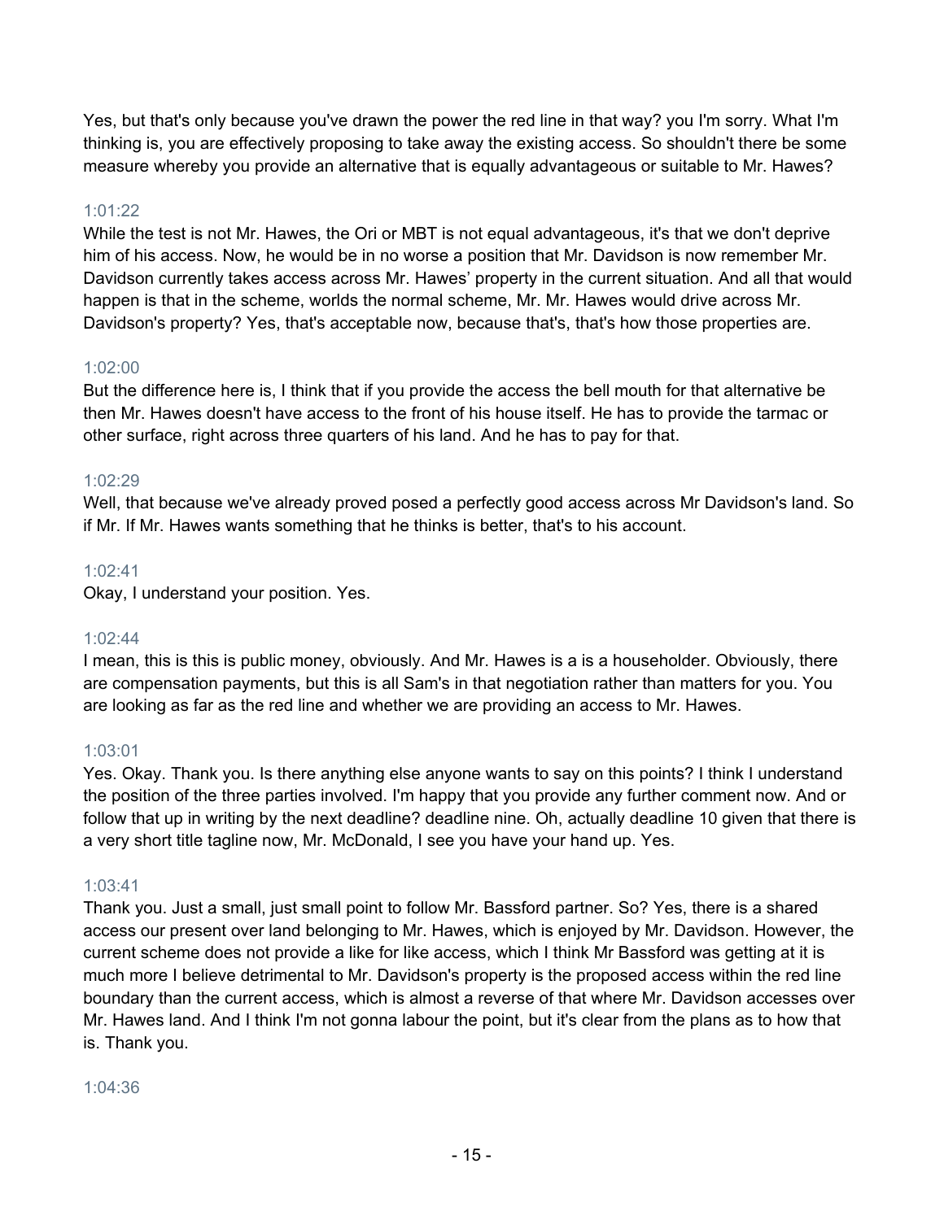Yes, but that's only because you've drawn the power the red line in that way? you I'm sorry. What I'm thinking is, you are effectively proposing to take away the existing access. So shouldn't there be some measure whereby you provide an alternative that is equally advantageous or suitable to Mr. Hawes?

1:01:22

While the test is not Mr. Hawes, the Ori or MBT is not equal advantageous, it's that we don't deprive him of his access. Now, he would be in no worse a position that Mr. Davidson is now remember Mr. Davidson currently takes access across Mr. Hawes' property in the current situation. And all that would happen is that in the scheme, worlds the normal scheme, Mr. Mr. Hawes would drive across Mr. Davidson's property? Yes, that's acceptable now, because that's, that's how those properties are.

1:02:00

But the difference here is, I think that if you provide the access the bell mouth for that alternative be then Mr. Hawes doesn't have access to the front of his house itself. He has to provide the tarmac or other surface, right across three quarters of his land. And he has to pay for that.

1:02:29

Well, that because we've already proved posed a perfectly good access across Mr Davidson's land. So if Mr. If Mr. Hawes wants something that he thinks is better, that's to his account.

1:02:41

Okay, I understand your position. Yes.

1:02:44

I mean, this is this is public money, obviously. And Mr. Hawes is a is a householder. Obviously, there are compensation payments, but this is all Sam's in that negotiation rather than matters for you. You are looking as far as the red line and whether we are providing an access to Mr. Hawes.

1:03:01

Yes. Okay. Thank you. Is there anything else anyone wants to say on this points? I think I understand the position of the three parties involved. I'm happy that you provide any further comment now. And or follow that up in writing by the next deadline? deadline nine. Oh, actually deadline 10 given that there is a very short title tagline now, Mr. McDonald, I see you have your hand up. Yes.

1:03:41

Thank you. Just a small, just small point to follow Mr. Bassford partner. So? Yes, there is a shared access our present over land belonging to Mr. Hawes, which is enjoyed by Mr. Davidson. However, the current scheme does not provide a like for like access, which I think Mr Bassford was getting at it is much more I believe detrimental to Mr. Davidson's property is the proposed access within the red line boundary than the current access, which is almost a reverse of that where Mr. Davidson accesses over Mr. Hawes land. And I think I'm not gonna labour the point, but it's clear from the plans as to how that is. Thank you.

1:04:36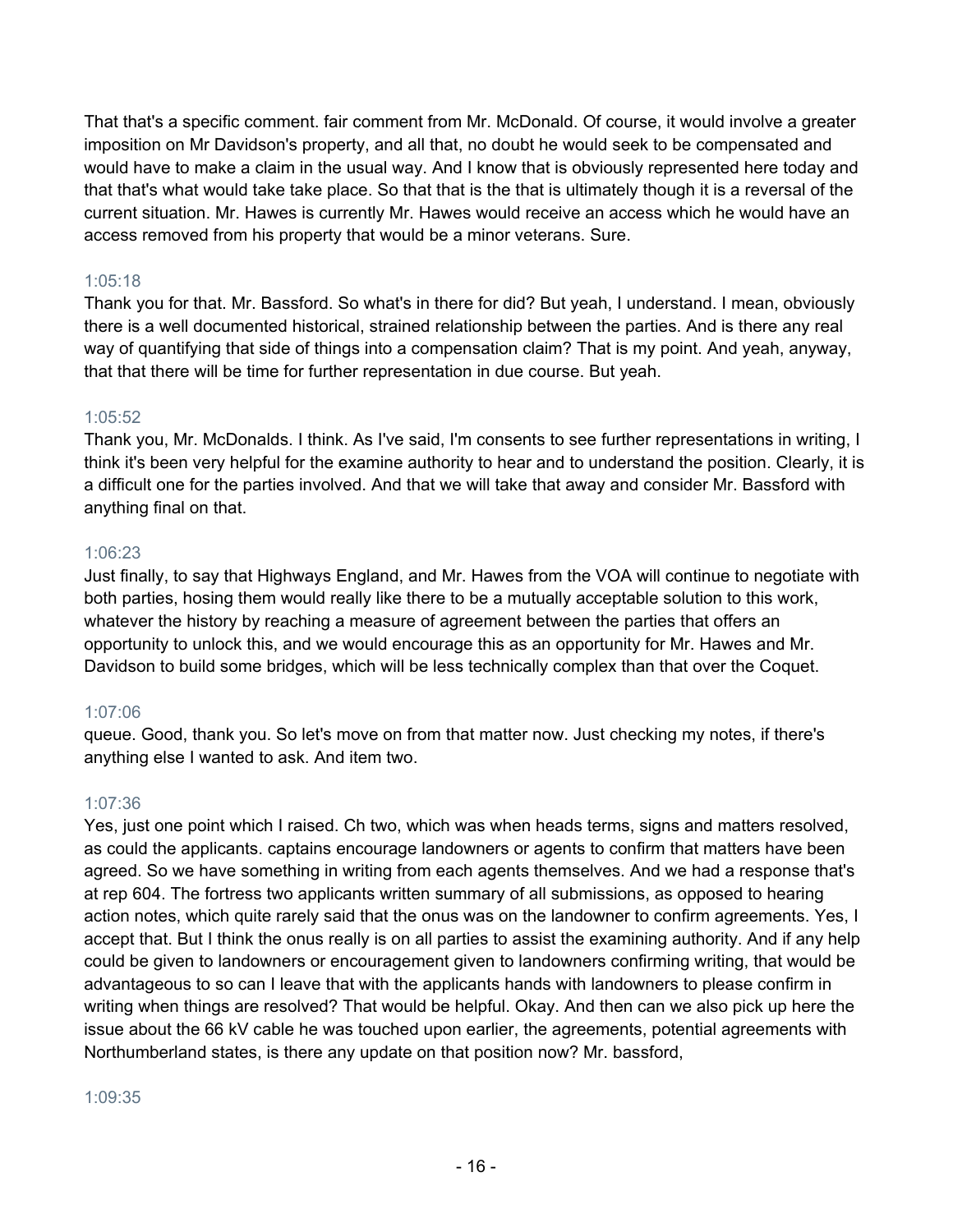That that's a specific comment. fair comment from Mr. McDonald. Of course, it would involve a greater imposition on Mr Davidson's property, and all that, no doubt he would seek to be compensated and would have to make a claim in the usual way. And I know that is obviously represented here today and that that's what would take take place. So that that is the that is ultimately though it is a reversal of the current situation. Mr. Hawes is currently Mr. Hawes would receive an access which he would have an access removed from his property that would be a minor veterans. Sure.

1:05:18

Thank you for that. Mr. Bassford. So what's in there for did? But yeah, I understand. I mean, obviously there is a well documented historical, strained relationship between the parties. And is there any real way of quantifying that side of things into a compensation claim? That is my point. And yeah, anyway, that that there will be time for further representation in due course. But yeah.

1:05:52

Thank you, Mr. McDonalds. I think. As I've said, I'm consents to see further representations in writing, I think it's been very helpful for the examine authority to hear and to understand the position. Clearly, it is a difficult one for the parties involved. And that we will take that away and consider Mr. Bassford with anything final on that.

1:06:23

Just finally, to say that Highways England, and Mr. Hawes from the VOA will continue to negotiate with both parties, hosing them would really like there to be a mutually acceptable solution to this work, whatever the history by reaching a measure of agreement between the parties that offers an opportunity to unlock this, and we would encourage this as an opportunity for Mr. Hawes and Mr. Davidson to build some bridges, which will be less technically complex than that over the Coquet.

1:07:06

queue. Good, thank you. So let's move on from that matter now. Just checking my notes, if there's anything else I wanted to ask. And item two.

1:07:36

Yes, just one point which I raised. Ch two, which was when heads terms, signs and matters resolved, as could the applicants. captains encourage landowners or agents to confirm that matters have been agreed. So we have something in writing from each agents themselves. And we had a response that's at rep 604. The fortress two applicants written summary of all submissions, as opposed to hearing action notes, which quite rarely said that the onus was on the landowner to confirm agreements. Yes, I accept that. But I think the onus really is on all parties to assist the examining authority. And if any help could be given to landowners or encouragement given to landowners confirming writing, that would be advantageous to so can I leave that with the applicants hands with landowners to please confirm in writing when things are resolved? That would be helpful. Okay. And then can we also pick up here the issue about the 66 kV cable he was touched upon earlier, the agreements, potential agreements with Northumberland states, is there any update on that position now? Mr. bassford,

1:09:35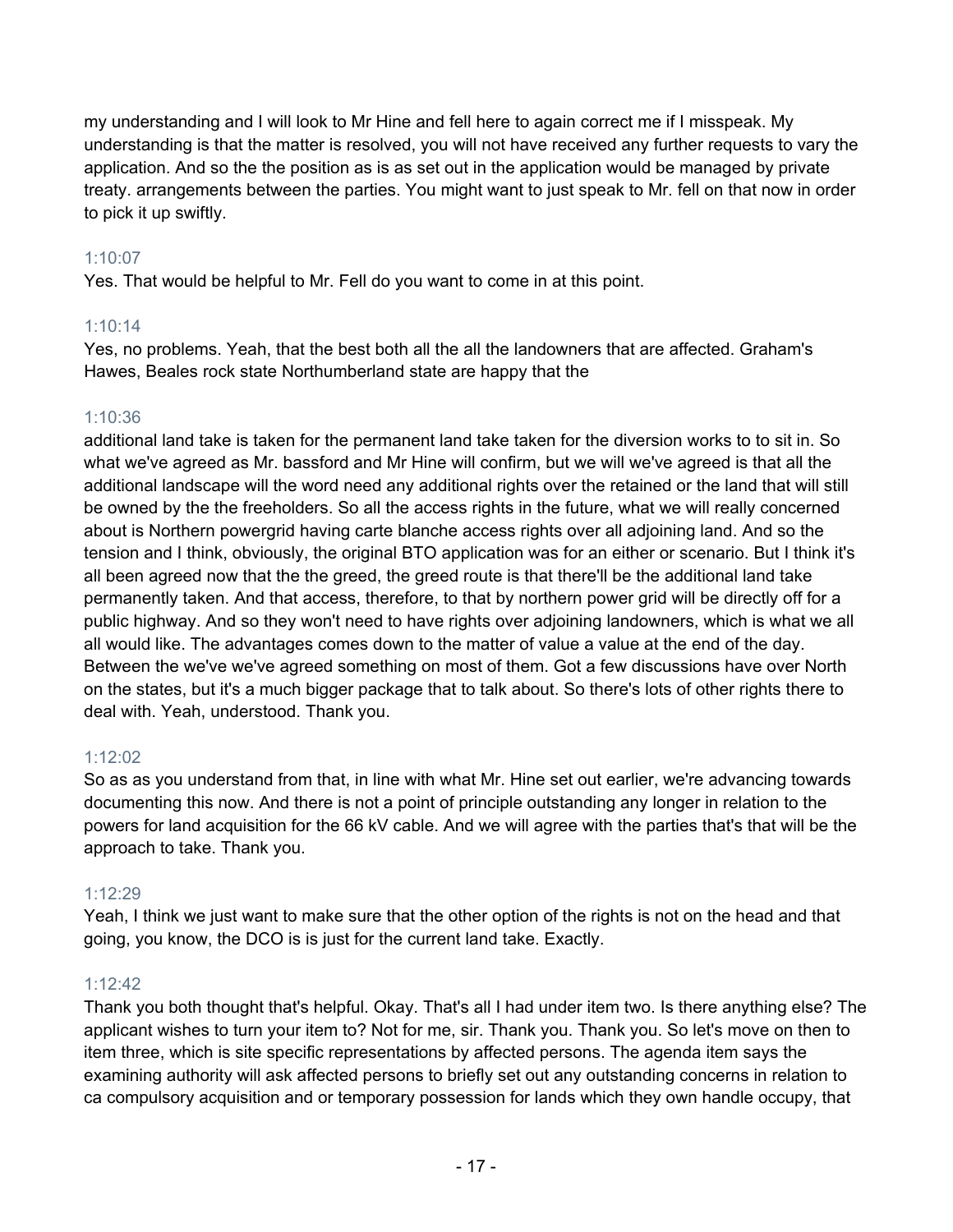my understanding and I will look to Mr Hine and fell here to again correct me if I misspeak. My understanding is that the matter is resolved, you will not have received any further requests to vary the application. And so the the position as is as set out in the application would be managed by private treaty. arrangements between the parties. You might want to just speak to Mr. fell on that now in order to pick it up swiftly.

1:10:07

Yes. That would be helpful to Mr. Fell do you want to come in at this point.

1:10:14

Yes, no problems. Yeah, that the best both all the all the landowners that are affected. Graham's Hawes, Beales rock state Northumberland state are happy that the

1:10:36

additional land take is taken for the permanent land take taken for the diversion works to to sit in. So what we've agreed as Mr. bassford and Mr Hine will confirm, but we will we've agreed is that all the additional landscape will the word need any additional rights over the retained or the land that will still be owned by the the freeholders. So all the access rights in the future, what we will really concerned about is Northern powergrid having carte blanche access rights over all adjoining land. And so the tension and I think, obviously, the original BTO application was for an either or scenario. But I think it's all been agreed now that the the greed, the greed route is that there'll be the additional land take permanently taken. And that access, therefore, to that by northern power grid will be directly off for a public highway. And so they won't need to have rights over adjoining landowners, which is what we all all would like. The advantages comes down to the matter of value a value at the end of the day. Between the we've we've agreed something on most of them. Got a few discussions have over North on the states, but it's a much bigger package that to talk about. So there's lots of other rights there to deal with. Yeah, understood. Thank you.

1:12:02

So as as you understand from that, in line with what Mr. Hine set out earlier, we're advancing towards documenting this now. And there is not a point of principle outstanding any longer in relation to the powers for land acquisition for the 66 kV cable. And we will agree with the parties that's that will be the approach to take. Thank you.

1:12:29

Yeah, I think we just want to make sure that the other option of the rights is not on the head and that going, you know, the DCO is is just for the current land take. Exactly.

1:12:42

Thank you both thought that's helpful. Okay. That's all I had under item two. Is there anything else? The applicant wishes to turn your item to? Not for me, sir. Thank you. Thank you. So let's move on then to item three, which is site specific representations by affected persons. The agenda item says the examining authority will ask affected persons to briefly set out any outstanding concerns in relation to ca compulsory acquisition and or temporary possession for lands which they own handle occupy, that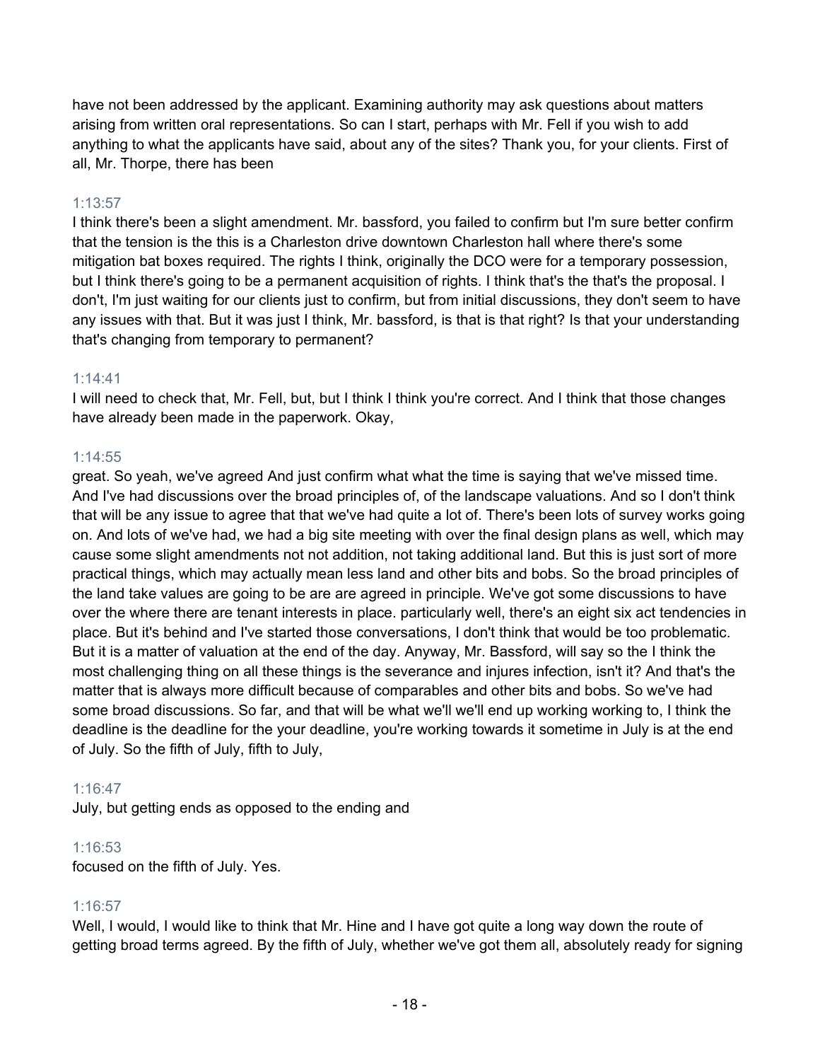have not been addressed by the applicant. Examining authority may ask questions about matters arising from written oral representations. So can I start, perhaps with Mr. Fell if you wish to add anything to what the applicants have said, about any of the sites? Thank you, for your clients. First of all, Mr. Thorpe, there has been

1:13:57

I think there's been a slight amendment. Mr. bassford, you failed to confirm but I'm sure better confirm that the tension is the this is a Charleston drive downtown Charleston hall where there's some mitigation bat boxes required. The rights I think, originally the DCO were for a temporary possession, but I think there's going to be a permanent acquisition of rights. I think that's the that's the proposal. I don't, I'm just waiting for our clients just to confirm, but from initial discussions, they don't seem to have any issues with that. But it was just I think, Mr. bassford, is that is that right? Is that your understanding that's changing from temporary to permanent?

1:14:41

I will need to check that, Mr. Fell, but, but I think I think you're correct. And I think that those changes have already been made in the paperwork. Okay,

1:14:55

great. So yeah, we've agreed And just confirm what what the time is saying that we've missed time. And I've had discussions over the broad principles of, of the landscape valuations. And so I don't think that will be any issue to agree that that we've had quite a lot of. There's been lots of survey works going on. And lots of we've had, we had a big site meeting with over the final design plans as well, which may cause some slight amendments not not addition, not taking additional land. But this is just sort of more practical things, which may actually mean less land and other bits and bobs. So the broad principles of the land take values are going to be are are agreed in principle. We've got some discussions to have over the where there are tenant interests in place. particularly well, there's an eight six act tendencies in place. But it's behind and I've started those conversations, I don't think that would be too problematic. But it is a matter of valuation at the end of the day. Anyway, Mr. Bassford, will say so the I think the most challenging thing on all these things is the severance and injures infection, isn't it? And that's the matter that is always more difficult because of comparables and other bits and bobs. So we've had some broad discussions. So far, and that will be what we'll we'll end up working working to, I think the deadline is the deadline for the your deadline, you're working towards it sometime in July is at the end of July. So the fifth of July, fifth to July,

1:16:47

July, but getting ends as opposed to the ending and

1:16:53

focused on the fifth of July. Yes.

1:16:57

Well, I would, I would like to think that Mr. Hine and I have got quite a long way down the route of getting broad terms agreed. By the fifth of July, whether we've got them all, absolutely ready for signing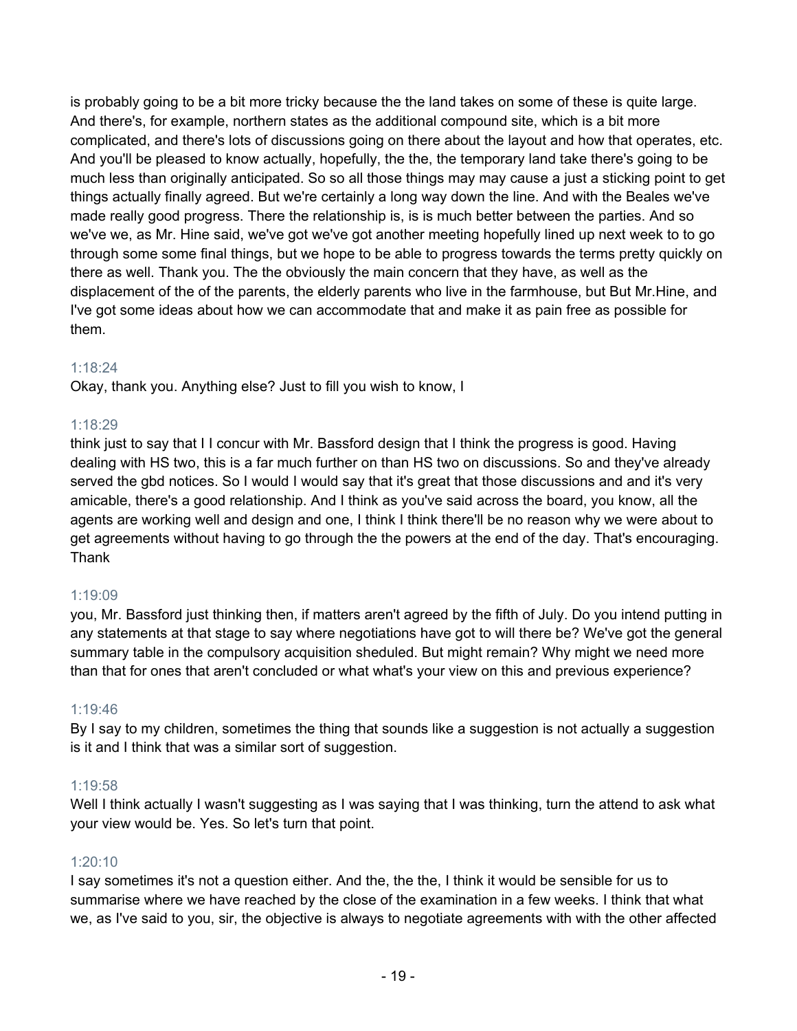is probably going to be a bit more tricky because the the land takes on some of these is quite large. And there's, for example, northern states as the additional compound site, which is a bit more complicated, and there's lots of discussions going on there about the layout and how that operates, etc. And you'll be pleased to know actually, hopefully, the the, the temporary land take there's going to be much less than originally anticipated. So so all those things may may cause a just a sticking point to get things actually finally agreed. But we're certainly a long way down the line. And with the Beales we've made really good progress. There the relationship is, is is much better between the parties. And so we've we, as Mr. Hine said, we've got we've got another meeting hopefully lined up next week to to go through some some final things, but we hope to be able to progress towards the terms pretty quickly on there as well. Thank you. The the obviously the main concern that they have, as well as the displacement of the of the parents, the elderly parents who live in the farmhouse, but But Mr.Hine, and I've got some ideas about how we can accommodate that and make it as pain free as possible for them.

1:18:24

Okay, thank you. Anything else? Just to fill you wish to know, I

1:18:29

think just to say that I I concur with Mr. Bassford design that I think the progress is good. Having dealing with HS two, this is a far much further on than HS two on discussions. So and they've already served the gbd notices. So I would I would say that it's great that those discussions and and it's very amicable, there's a good relationship. And I think as you've said across the board, you know, all the agents are working well and design and one, I think I think there'll be no reason why we were about to get agreements without having to go through the the powers at the end of the day. That's encouraging. Thank

1:19:09

you, Mr. Bassford just thinking then, if matters aren't agreed by the fifth of July. Do you intend putting in any statements at that stage to say where negotiations have got to will there be? We've got the general summary table in the compulsory acquisition sheduled. But might remain? Why might we need more than that for ones that aren't concluded or what what's your view on this and previous experience?

1:19:46

By I say to my children, sometimes the thing that sounds like a suggestion is not actually a suggestion is it and I think that was a similar sort of suggestion.

1:19:58

Well I think actually I wasn't suggesting as I was saying that I was thinking, turn the attend to ask what your view would be. Yes. So let's turn that point.

1:20:10

I say sometimes it's not a question either. And the, the the, I think it would be sensible for us to summarise where we have reached by the close of the examination in a few weeks. I think that what we, as I've said to you, sir, the objective is always to negotiate agreements with with the other affected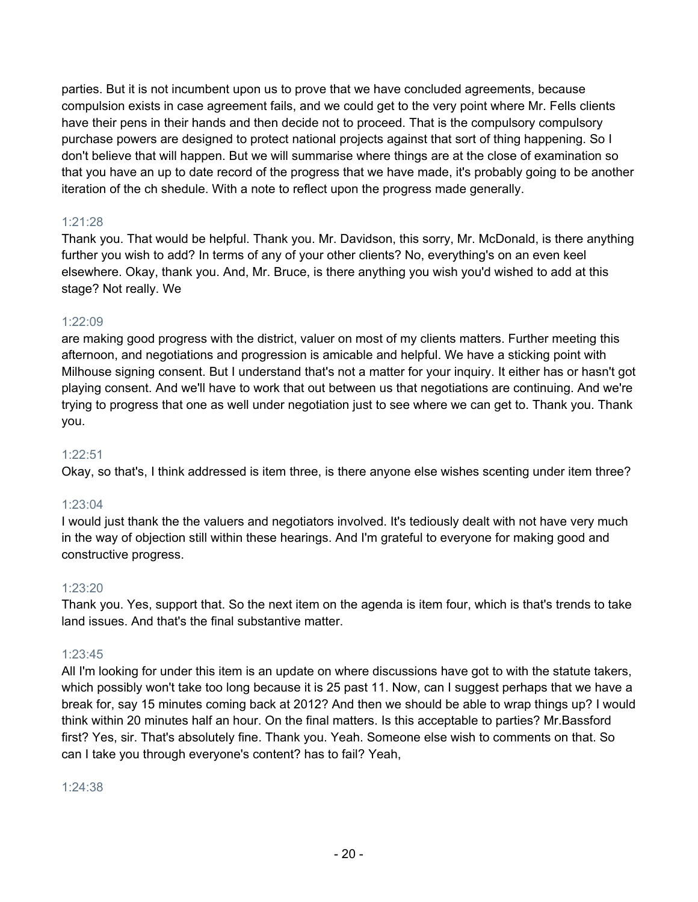parties. But it is not incumbent upon us to prove that we have concluded agreements, because compulsion exists in case agreement fails, and we could get to the very point where Mr. Fells clients have their pens in their hands and then decide not to proceed. That is the compulsory compulsory purchase powers are designed to protect national projects against that sort of thing happening. So I don't believe that will happen. But we will summarise where things are at the close of examination so that you have an up to date record of the progress that we have made, it's probably going to be another iteration of the ch shedule. With a note to reflect upon the progress made generally.

1:21:28

Thank you. That would be helpful. Thank you. Mr. Davidson, this sorry, Mr. McDonald, is there anything further you wish to add? In terms of any of your other clients? No, everything's on an even keel elsewhere. Okay, thank you. And, Mr. Bruce, is there anything you wish you'd wished to add at this stage? Not really. We

1:22:09

are making good progress with the district, valuer on most of my clients matters. Further meeting this afternoon, and negotiations and progression is amicable and helpful. We have a sticking point with Milhouse signing consent. But I understand that's not a matter for your inquiry. It either has or hasn't got playing consent. And we'll have to work that out between us that negotiations are continuing. And we're trying to progress that one as well under negotiation just to see where we can get to. Thank you. Thank you.

1:22:51

Okay, so that's, I think addressed is item three, is there anyone else wishes scenting under item three?

1:23:04

I would just thank the the valuers and negotiators involved. It's tediously dealt with not have very much in the way of objection still within these hearings. And I'm grateful to everyone for making good and constructive progress.

1:23:20

Thank you. Yes, support that. So the next item on the agenda is item four, which is that's trends to take land issues. And that's the final substantive matter.

1:23:45

All I'm looking for under this item is an update on where discussions have got to with the statute takers, which possibly won't take too long because it is 25 past 11. Now, can I suggest perhaps that we have a break for, say 15 minutes coming back at 2012? And then we should be able to wrap things up? I would think within 20 minutes half an hour. On the final matters. Is this acceptable to parties? Mr.Bassford first? Yes, sir. That's absolutely fine. Thank you. Yeah. Someone else wish to comments on that. So can I take you through everyone's content? has to fail? Yeah,

1:24:38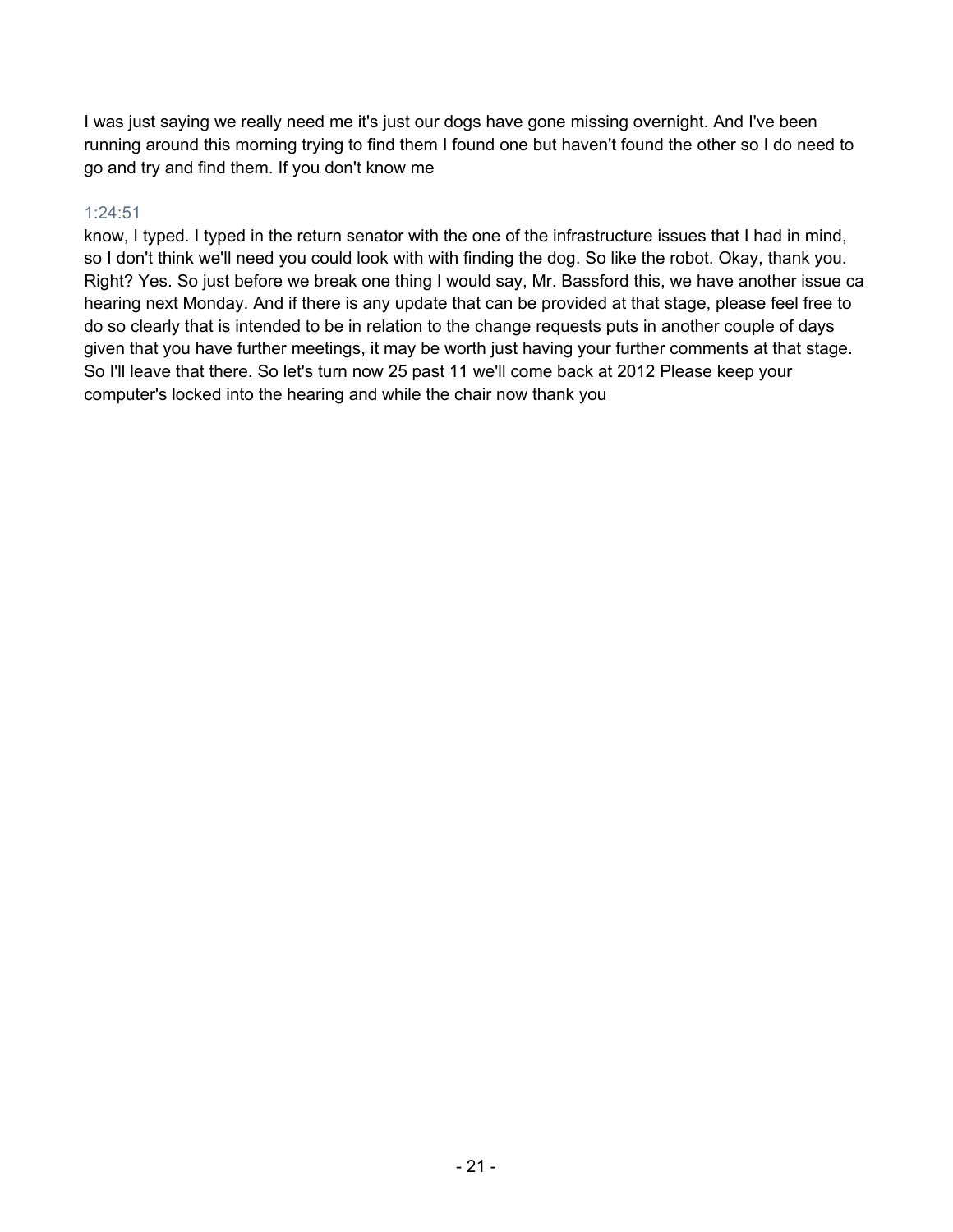I was just saying we really need me it's just our dogs have gone missing overnight. And I've been running around this morning trying to find them I found one but haven't found the other so I do need to go and try and find them. If you don't know me

1:24:51

know, I typed. I typed in the return senator with the one of the infrastructure issues that I had in mind, so I don't think we'll need you could look with with finding the dog. So like the robot. Okay, thank you. Right? Yes. So just before we break one thing I would say, Mr. Bassford this, we have another issue ca hearing next Monday. And if there is any update that can be provided at that stage, please feel free to do so clearly that is intended to be in relation to the change requests puts in another couple of days given that you have further meetings, it may be worth just having your further comments at that stage. So I'll leave that there. So let's turn now 25 past 11 we'll come back at 2012 Please keep your computer's locked into the hearing and while the chair now thank you